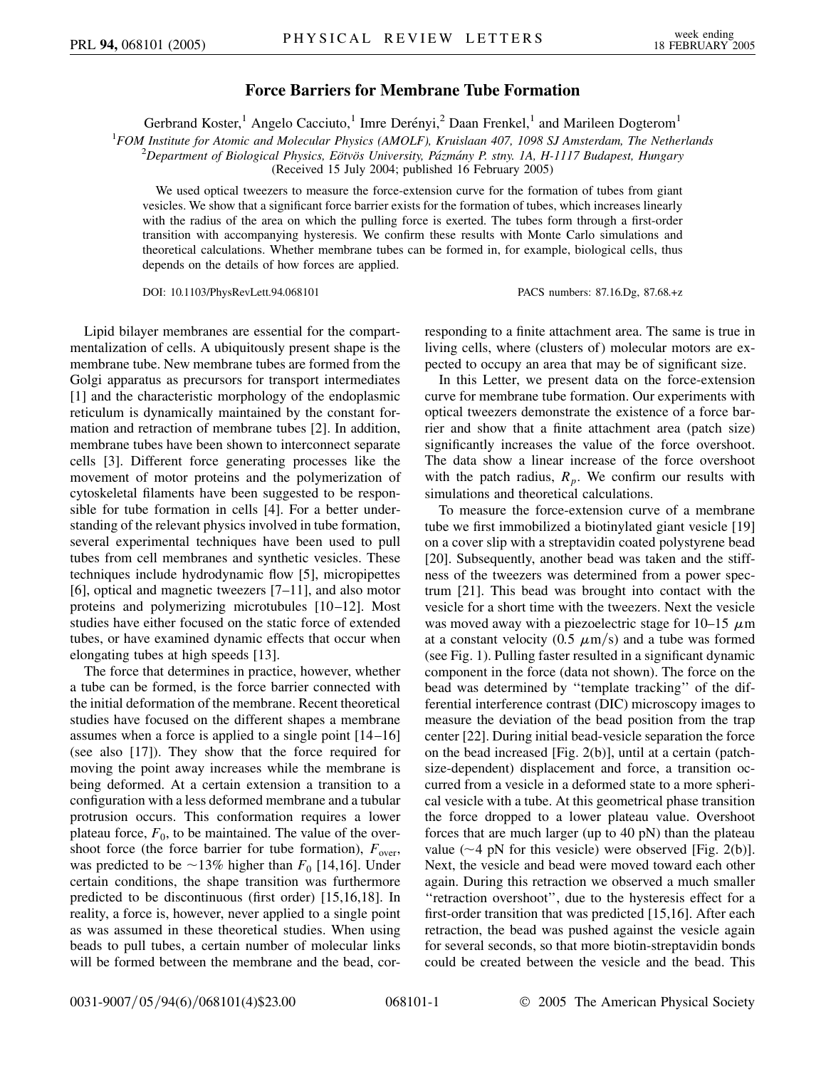# Force Barriers for Membrane Tube Formation

Gerbrand Koster,[1] Angelo Cacciuto,[1] Imre Derényi,[2] Daan Frenkel,[1] and Marileen Dogterom[1]

[1]*FOM Institute for Atomic and Molecular Physics (AMOLF), Kruislaan 407, 1098 SJ Amsterdam, The Netherlands*
[2]*Department of Biological Physics, Eötvös University, Pázmány P. stny. 1A, H-1117 Budapest, Hungary*
(Received 15 July 2004; published 16 February 2005)

We used optical tweezers to measure the force-extension curve for the formation of tubes from giant vesicles. We show that a significant force barrier exists for the formation of tubes, which increases linearly with the radius of the area on which the pulling force is exerted. The tubes form through a first-order transition with accompanying hysteresis. We confirm these results with Monte Carlo simulations and theoretical calculations. Whether membrane tubes can be formed in, for example, biological cells, thus depends on the details of how forces are applied.

DOI: 10.1103/PhysRevLett.94.068101 PACS numbers: 87.16.Dg, 87.68.+z

Lipid bilayer membranes are essential for the compartmentalization of cells. A ubiquitously present shape is the membrane tube. New membrane tubes are formed from the Golgi apparatus as precursors for transport intermediates [1] and the characteristic morphology of the endoplasmic reticulum is dynamically maintained by the constant formation and retraction of membrane tubes [2]. In addition, membrane tubes have been shown to interconnect separate cells [3]. Different force generating processes like the movement of motor proteins and the polymerization of cytoskeletal filaments have been suggested to be responsible for tube formation in cells [4]. For a better understanding of the relevant physics involved in tube formation, several experimental techniques have been used to pull tubes from cell membranes and synthetic vesicles. These techniques include hydrodynamic flow [5], micropipettes [6], optical and magnetic tweezers [7–11], and also motor proteins and polymerizing microtubules [10–12]. Most studies have either focused on the static force of extended tubes, or have examined dynamic effects that occur when elongating tubes at high speeds [13].

The force that determines in practice, however, whether a tube can be formed, is the force barrier connected with the initial deformation of the membrane. Recent theoretical studies have focused on the different shapes a membrane assumes when a force is applied to a single point [14–16] (see also [17]). They show that the force required for moving the point away increases while the membrane is being deformed. At a certain extension a transition to a configuration with a less deformed membrane and a tubular protrusion occurs. This conformation requires a lower plateau force, $F_0$, to be maintained. The value of the overshoot force (the force barrier for tube formation), $F_{\mathrm{over}}$, was predicted to be $\sim$13% higher than $F_0$ [14,16]. Under certain conditions, the shape transition was furthermore predicted to be discontinuous (first order) [15,16,18]. In reality, a force is, however, never applied to a single point as was assumed in these theoretical studies. When using beads to pull tubes, a certain number of molecular links will be formed between the membrane and the bead, corresponding to a finite attachment area. The same is true in living cells, where (clusters of) molecular motors are expected to occupy an area that may be of significant size.

In this Letter, we present data on the force-extension curve for membrane tube formation. Our experiments with optical tweezers demonstrate the existence of a force barrier and show that a finite attachment area (patch size) significantly increases the value of the force overshoot. The data show a linear increase of the force overshoot with the patch radius, $R_p$. We confirm our results with simulations and theoretical calculations.

To measure the force-extension curve of a membrane tube we first immobilized a biotinylated giant vesicle [19] on a cover slip with a streptavidin coated polystyrene bead [20]. Subsequently, another bead was taken and the stiffness of the tweezers was determined from a power spectrum [21]. This bead was brought into contact with the vesicle for a short time with the tweezers. Next the vesicle was moved away with a piezoelectric stage for 10–15 $\mu$m at a constant velocity (0.5 $\mu$m/s) and a tube was formed (see Fig. 1). Pulling faster resulted in a significant dynamic component in the force (data not shown). The force on the bead was determined by "template tracking" of the differential interference contrast (DIC) microscopy images to measure the deviation of the bead position from the trap center [22]. During initial bead-vesicle separation the force on the bead increased [Fig. 2(b)], until at a certain (patch-size-dependent) displacement and force, a transition occurred from a vesicle in a deformed state to a more spherical vesicle with a tube. At this geometrical phase transition the force dropped to a lower plateau value. Overshoot forces that are much larger (up to 40 pN) than the plateau value ($\sim$4 pN for this vesicle) were observed [Fig. 2(b)]. Next, the vesicle and bead were moved toward each other again. During this retraction we observed a much smaller "retraction overshoot", due to the hysteresis effect for a first-order transition that was predicted [15,16]. After each retraction, the bead was pushed against the vesicle again for several seconds, so that more biotin-streptavidin bonds could be created between the vesicle and the bead. This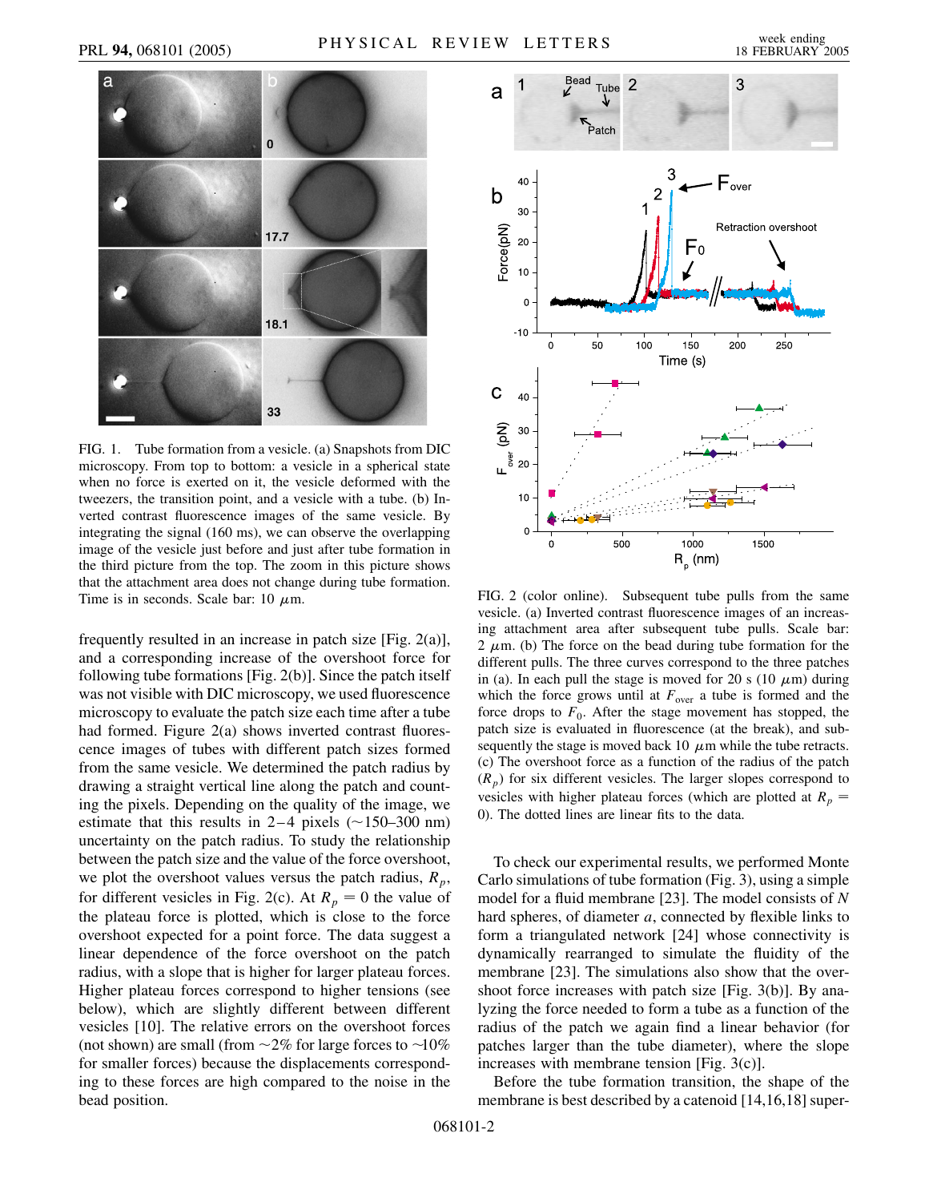FIG. 1. Tube formation from a vesicle. (a) Snapshots from DIC microscopy. From top to bottom: a vesicle in a spherical state when no force is exerted on it, the vesicle deformed with the tweezers, the transition point, and a vesicle with a tube. (b) Inverted contrast fluorescence images of the same vesicle. By integrating the signal (160 ms), we can observe the overlapping image of the vesicle just before and just after tube formation in the third picture from the top. The zoom in this picture shows that the attachment area does not change during tube formation. Time is in seconds. Scale bar: 10 $\mu$m.

frequently resulted in an increase in patch size [Fig. 2(a)], and a corresponding increase of the overshoot force for following tube formations [Fig. 2(b)]. Since the patch itself was not visible with DIC microscopy, we used fluorescence microscopy to evaluate the patch size each time after a tube had formed. Figure 2(a) shows inverted contrast fluorescence images of tubes with different patch sizes formed from the same vesicle. We determined the patch radius by drawing a straight vertical line along the patch and counting the pixels. Depending on the quality of the image, we estimate that this results in 2–4 pixels (~150–300 nm) uncertainty on the patch radius. To study the relationship between the patch size and the value of the force overshoot, we plot the overshoot values versus the patch radius, $R_p$, for different vesicles in Fig. 2(c). At $R_p = 0$ the value of the plateau force is plotted, which is close to the force overshoot expected for a point force. The data suggest a linear dependence of the force overshoot on the patch radius, with a slope that is higher for larger plateau forces. Higher plateau forces correspond to higher tensions (see below), which are slightly different between different vesicles [10]. The relative errors on the overshoot forces (not shown) are small (from ~2% for large forces to ~10% for smaller forces) because the displacements corresponding to these forces are high compared to the noise in the bead position.

FIG. 2 (color online). Subsequent tube pulls from the same vesicle. (a) Inverted contrast fluorescence images of an increasing attachment area after subsequent tube pulls. Scale bar: 2 $\mu$m. (b) The force on the bead during tube formation for the different pulls. The three curves correspond to the three patches in (a). In each pull the stage is moved for 20 s (10 $\mu$m) during which the force grows until at $F_{over}$ a tube is formed and the force drops to $F_0$. After the stage movement has stopped, the patch size is evaluated in fluorescence (at the break), and subsequently the stage is moved back 10 $\mu$m while the tube retracts. (c) The overshoot force as a function of the radius of the patch ($R_p$) for six different vesicles. The larger slopes correspond to vesicles with higher plateau forces (which are plotted at $R_p = 0$). The dotted lines are linear fits to the data.

To check our experimental results, we performed Monte Carlo simulations of tube formation (Fig. 3), using a simple model for a fluid membrane [23]. The model consists of $N$ hard spheres, of diameter $a$, connected by flexible links to form a triangulated network [24] whose connectivity is dynamically rearranged to simulate the fluidity of the membrane [23]. The simulations also show that the overshoot force increases with patch size [Fig. 3(b)]. By analyzing the force needed to form a tube as a function of the radius of the patch we again find a linear behavior (for patches larger than the tube diameter), where the slope increases with membrane tension [Fig. 3(c)].

Before the tube formation transition, the shape of the membrane is best described by a catenoid [14,16,18] super-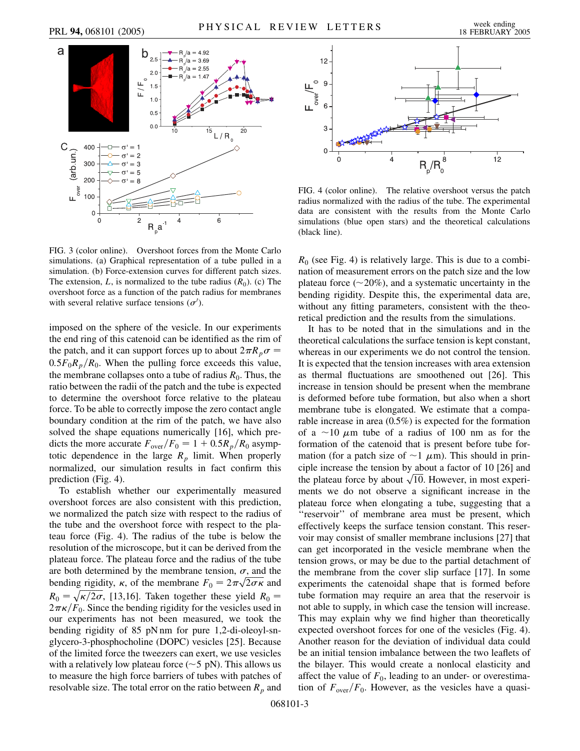FIG. 3 (color online). Overshoot forces from the Monte Carlo simulations. (a) Graphical representation of a tube pulled in a simulation. (b) Force-extension curves for different patch sizes. The extension, $L$, is normalized to the tube radius ($R_0$). (c) The overshoot force as a function of the patch radius for membranes with several relative surface tensions ($\sigma'$).

imposed on the sphere of the vesicle. In our experiments the end ring of this catenoid can be identified as the rim of the patch, and it can support forces up to about $2\pi R_p \sigma = 0.5 F_0 R_p / R_0$. When the pulling force exceeds this value, the membrane collapses onto a tube of radius $R_0$. Thus, the ratio between the radii of the patch and the tube is expected to determine the overshoot force relative to the plateau force. To be able to correctly impose the zero contact angle boundary condition at the rim of the patch, we have also solved the shape equations numerically [16], which predicts the more accurate $F_{over}/F_0 = 1 + 0.5 R_p/R_0$ asymptotic dependence in the large $R_p$ limit. When properly normalized, our simulation results in fact confirm this prediction (Fig. 4).

To establish whether our experimentally measured overshoot forces are also consistent with this prediction, we normalized the patch size with respect to the radius of the tube and the overshoot force with respect to the plateau force (Fig. 4). The radius of the tube is below the resolution of the microscope, but it can be derived from the plateau force. The plateau force and the radius of the tube are both determined by the membrane tension, $\sigma$, and the bending rigidity, $\kappa$, of the membrane $F_0 = 2\pi\sqrt{2\sigma\kappa}$ and $R_0 = \sqrt{\kappa/2\sigma}$, [13,16]. Taken together these yield $R_0 = 2\pi\kappa/F_0$. Since the bending rigidity for the vesicles used in our experiments has not been measured, we took the bending rigidity of 85 pN nm for pure 1,2-di-oleoyl-sn-glycero-3-phosphocholine (DOPC) vesicles [25]. Because of the limited force the tweezers can exert, we use vesicles with a relatively low plateau force (~5 pN). This allows us to measure the high force barriers of tubes with patches of resolvable size. The total error on the ratio between $R_p$ and $R_0$ (see Fig. 4) is relatively large. This is due to a combination of measurement errors on the patch size and the low plateau force (~20%), and a systematic uncertainty in the bending rigidity. Despite this, the experimental data are, without any fitting parameters, consistent with the theoretical prediction and the results from the simulations.

FIG. 4 (color online). The relative overshoot versus the patch radius normalized with the radius of the tube. The experimental data are consistent with the results from the Monte Carlo simulations (blue open stars) and the theoretical calculations (black line).

It has to be noted that in the simulations and in the theoretical calculations the surface tension is kept constant, whereas in our experiments we do not control the tension. It is expected that the tension increases with area extension as thermal fluctuations are smoothened out [26]. This increase in tension should be present when the membrane is deformed before tube formation, but also when a short membrane tube is elongated. We estimate that a comparable increase in area (0.5%) is expected for the formation of a ~10 $\mu$m tube of a radius of 100 nm as for the formation of the catenoid that is present before tube formation (for a patch size of ~1 $\mu$m). This should in principle increase the tension by about a factor of 10 [26] and the plateau force by about $\sqrt{10}$. However, in most experiments we do not observe a significant increase in the plateau force when elongating a tube, suggesting that a "reservoir" of membrane area must be present, which effectively keeps the surface tension constant. This reservoir may consist of smaller membrane inclusions [27] that can get incorporated in the vesicle membrane when the tension grows, or may be due to the partial detachment of the membrane from the cover slip surface [17]. In some experiments the catenoidal shape that is formed before tube formation may require an area that the reservoir is not able to supply, in which case the tension will increase. This may explain why we find higher than theoretically expected overshoot forces for one of the vesicles (Fig. 4). Another reason for the deviation of individual data could be an initial tension imbalance between the two leaflets of the bilayer. This would create a nonlocal elasticity and affect the value of $F_0$, leading to an under- or overestimation of $F_{over}/F_0$. However, as the vesicles have a quasi-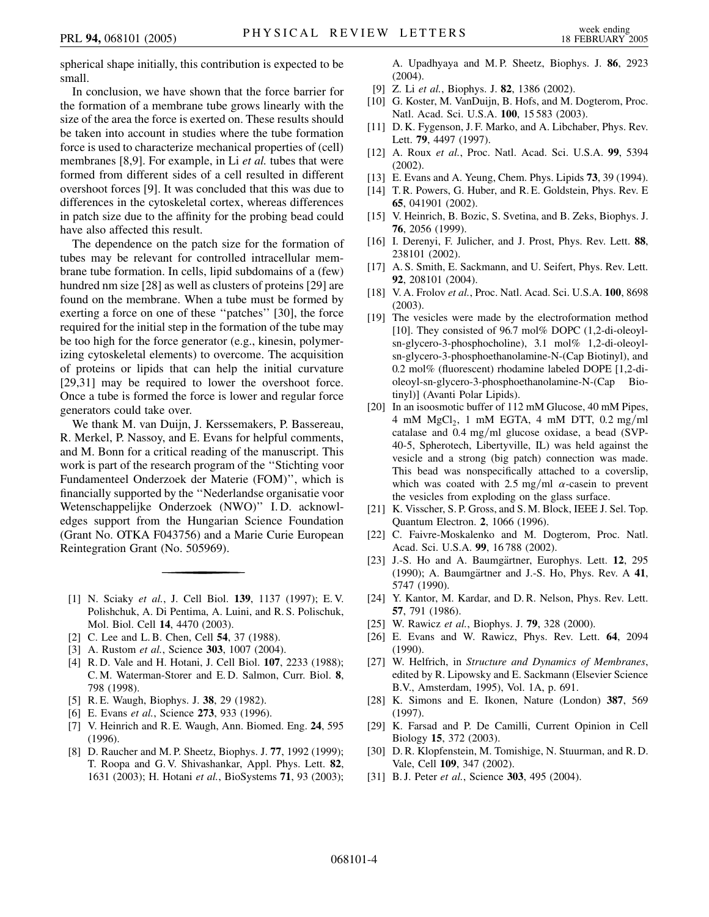spherical shape initially, this contribution is expected to be small.

In conclusion, we have shown that the force barrier for the formation of a membrane tube grows linearly with the size of the area the force is exerted on. These results should be taken into account in studies where the tube formation force is used to characterize mechanical properties of (cell) membranes [8,9]. For example, in Li *et al.* tubes that were formed from different sides of a cell resulted in different overshoot forces [9]. It was concluded that this was due to differences in the cytoskeletal cortex, whereas differences in patch size due to the affinity for the probing bead could have also affected this result.

The dependence on the patch size for the formation of tubes may be relevant for controlled intracellular membrane tube formation. In cells, lipid subdomains of a (few) hundred nm size [28] as well as clusters of proteins [29] are found on the membrane. When a tube must be formed by exerting a force on one of these "patches" [30], the force required for the initial step in the formation of the tube may be too high for the force generator (e.g., kinesin, polymerizing cytoskeletal elements) to overcome. The acquisition of proteins or lipids that can help the initial curvature [29,31] may be required to lower the overshoot force. Once a tube is formed the force is lower and regular force generators could take over.

We thank M. van Duijn, J. Kerssemakers, P. Bassereau, R. Merkel, P. Nassoy, and E. Evans for helpful comments, and M. Bonn for a critical reading of the manuscript. This work is part of the research program of the "Stichting voor Fundamenteel Onderzoek der Materie (FOM)", which is financially supported by the "Nederlandse organisatie voor Wetenschappelijke Onderzoek (NWO)" I. D. acknowledges support from the Hungarian Science Foundation (Grant No. OTKA F043756) and a Marie Curie European Reintegration Grant (No. 505969).

---

[1] N. Sciaky *et al.*, J. Cell Biol. **139**, 1137 (1997); E. V. Polishchuk, A. Di Pentima, A. Luini, and R. S. Polischuk, Mol. Biol. Cell **14**, 4470 (2003).

[2] C. Lee and L. B. Chen, Cell **54**, 37 (1988).

[3] A. Rustom *et al.*, Science **303**, 1007 (2004).

[4] R. D. Vale and H. Hotani, J. Cell Biol. **107**, 2233 (1988); C. M. Waterman-Storer and E. D. Salmon, Curr. Biol. **8**, 798 (1998).

[5] R. E. Waugh, Biophys. J. **38**, 29 (1982).

[6] E. Evans *et al.*, Science **273**, 933 (1996).

[7] V. Heinrich and R. E. Waugh, Ann. Biomed. Eng. **24**, 595 (1996).

[8] D. Raucher and M. P. Sheetz, Biophys. J. **77**, 1992 (1999); T. Roopa and G. V. Shivashankar, Appl. Phys. Lett. **82**, 1631 (2003); H. Hotani *et al.*, BioSystems **71**, 93 (2003); A. Upadhyaya and M. P. Sheetz, Biophys. J. **86**, 2923 (2004).

[9] Z. Li *et al.*, Biophys. J. **82**, 1386 (2002).

[10] G. Koster, M. VanDuijn, B. Hofs, and M. Dogterom, Proc. Natl. Acad. Sci. U.S.A. **100**, 15 583 (2003).

[11] D. K. Fygenson, J. F. Marko, and A. Libchaber, Phys. Rev. Lett. **79**, 4497 (1997).

[12] A. Roux *et al.*, Proc. Natl. Acad. Sci. U.S.A. **99**, 5394 (2002).

[13] E. Evans and A. Yeung, Chem. Phys. Lipids **73**, 39 (1994).

[14] T. R. Powers, G. Huber, and R. E. Goldstein, Phys. Rev. E **65**, 041901 (2002).

[15] V. Heinrich, B. Bozic, S. Svetina, and B. Zeks, Biophys. J. **76**, 2056 (1999).

[16] I. Derenyi, F. Julicher, and J. Prost, Phys. Rev. Lett. **88**, 238101 (2002).

[17] A. S. Smith, E. Sackmann, and U. Seifert, Phys. Rev. Lett. **92**, 208101 (2004).

[18] V. A. Frolov *et al.*, Proc. Natl. Acad. Sci. U.S.A. **100**, 8698 (2003).

[19] The vesicles were made by the electroformation method [10]. They consisted of 96.7 mol% DOPC (1,2-di-oleoyl-sn-glycero-3-phosphocholine), 3.1 mol% 1,2-di-oleoyl-sn-glycero-3-phosphoethanolamine-N-(Cap Biotinyl), and 0.2 mol% (fluorescent) rhodamine labeled DOPE [1,2-di-oleoyl-sn-glycero-3-phosphoethanolamine-N-(Cap Biotinyl)] (Avanti Polar Lipids).

[20] In an isoosmotic buffer of 112 mM Glucose, 40 mM Pipes, 4 mM $MgCl_2$, 1 mM EGTA, 4 mM DTT, 0.2 mg/ml catalase and 0.4 mg/ml glucose oxidase, a bead (SVP-40-5, Spherotech, Libertyville, IL) was held against the vesicle and a strong (big patch) connection was made. This bead was nonspecifically attached to a coverslip, which was coated with 2.5 mg/ml $\alpha$-casein to prevent the vesicles from exploding on the glass surface.

[21] K. Visscher, S. P. Gross, and S. M. Block, IEEE J. Sel. Top. Quantum Electron. **2**, 1066 (1996).

[22] C. Faivre-Moskalenko and M. Dogterom, Proc. Natl. Acad. Sci. U.S.A. **99**, 16 788 (2002).

[23] J.-S. Ho and A. Baumgärtner, Europhys. Lett. **12**, 295 (1990); A. Baumgärtner and J.-S. Ho, Phys. Rev. A **41**, 5747 (1990).

[24] Y. Kantor, M. Kardar, and D. R. Nelson, Phys. Rev. Lett. **57**, 791 (1986).

[25] W. Rawicz *et al.*, Biophys. J. **79**, 328 (2000).

[26] E. Evans and W. Rawicz, Phys. Rev. Lett. **64**, 2094 (1990).

[27] W. Helfrich, in *Structure and Dynamics of Membranes*, edited by R. Lipowsky and E. Sackmann (Elsevier Science B.V., Amsterdam, 1995), Vol. 1A, p. 691.

[28] K. Simons and E. Ikonen, Nature (London) **387**, 569 (1997).

[29] K. Farsad and P. De Camilli, Current Opinion in Cell Biology **15**, 372 (2003).

[30] D. R. Klopfenstein, M. Tomishige, N. Stuurman, and R. D. Vale, Cell **109**, 347 (2002).

[31] B. J. Peter *et al.*, Science **303**, 495 (2004).